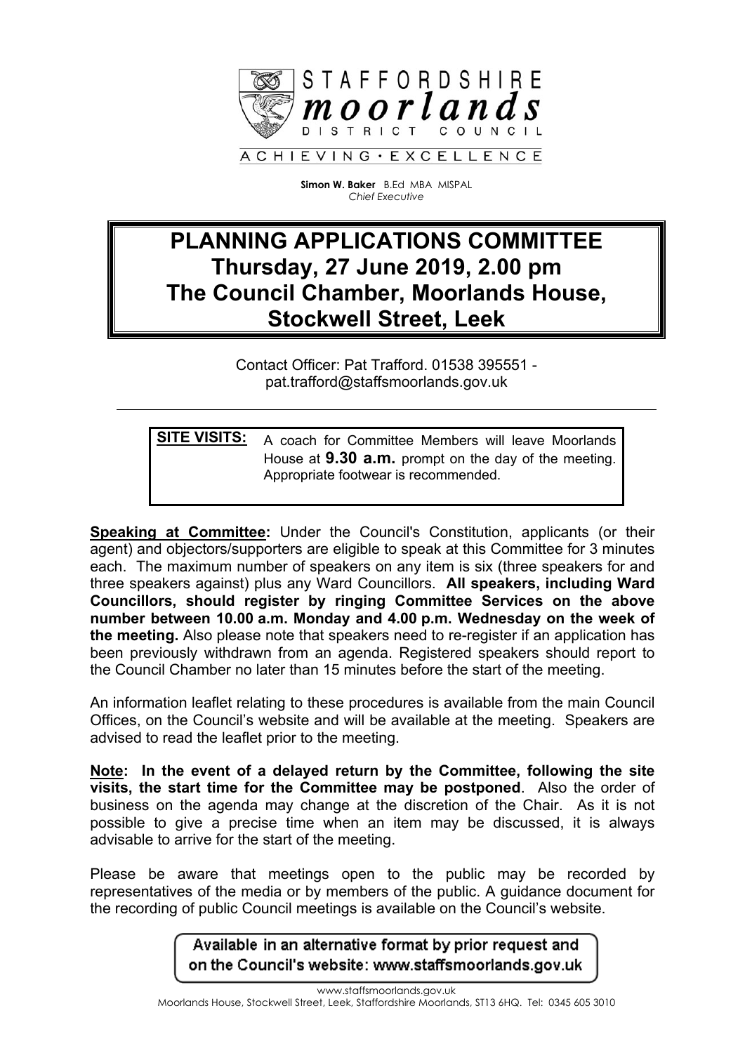STAFFORDSHIRE
**moorlands**
DISTRICT COUNCIL

ACHIEVING · EXCELLENCE

**Simon W. Baker** B.Ed MBA MISPAL
*Chief Executive*

# PLANNING APPLICATIONS COMMITTEE
# Thursday, 27 June 2019, 2.00 pm
# The Council Chamber, Moorlands House, Stockwell Street, Leek

Contact Officer: Pat Trafford. 01538 395551 - pat.trafford@staffsmoorlands.gov.uk

---

**SITE VISITS:** A coach for Committee Members will leave Moorlands House at **9.30 a.m.** prompt on the day of the meeting. Appropriate footwear is recommended.

**Speaking at Committee:** Under the Council's Constitution, applicants (or their agent) and objectors/supporters are eligible to speak at this Committee for 3 minutes each. The maximum number of speakers on any item is six (three speakers for and three speakers against) plus any Ward Councillors. **All speakers, including Ward Councillors, should register by ringing Committee Services on the above number between 10.00 a.m. Monday and 4.00 p.m. Wednesday on the week of the meeting.** Also please note that speakers need to re-register if an application has been previously withdrawn from an agenda. Registered speakers should report to the Council Chamber no later than 15 minutes before the start of the meeting.

An information leaflet relating to these procedures is available from the main Council Offices, on the Council's website and will be available at the meeting. Speakers are advised to read the leaflet prior to the meeting.

**Note: In the event of a delayed return by the Committee, following the site visits, the start time for the Committee may be postponed**. Also the order of business on the agenda may change at the discretion of the Chair. As it is not possible to give a precise time when an item may be discussed, it is always advisable to arrive for the start of the meeting.

Please be aware that meetings open to the public may be recorded by representatives of the media or by members of the public. A guidance document for the recording of public Council meetings is available on the Council's website.

Available in an alternative format by prior request and on the Council's website: www.staffsmoorlands.gov.uk

www.staffsmoorlands.gov.uk
Moorlands House, Stockwell Street, Leek, Staffordshire Moorlands, ST13 6HQ. Tel: 0345 605 3010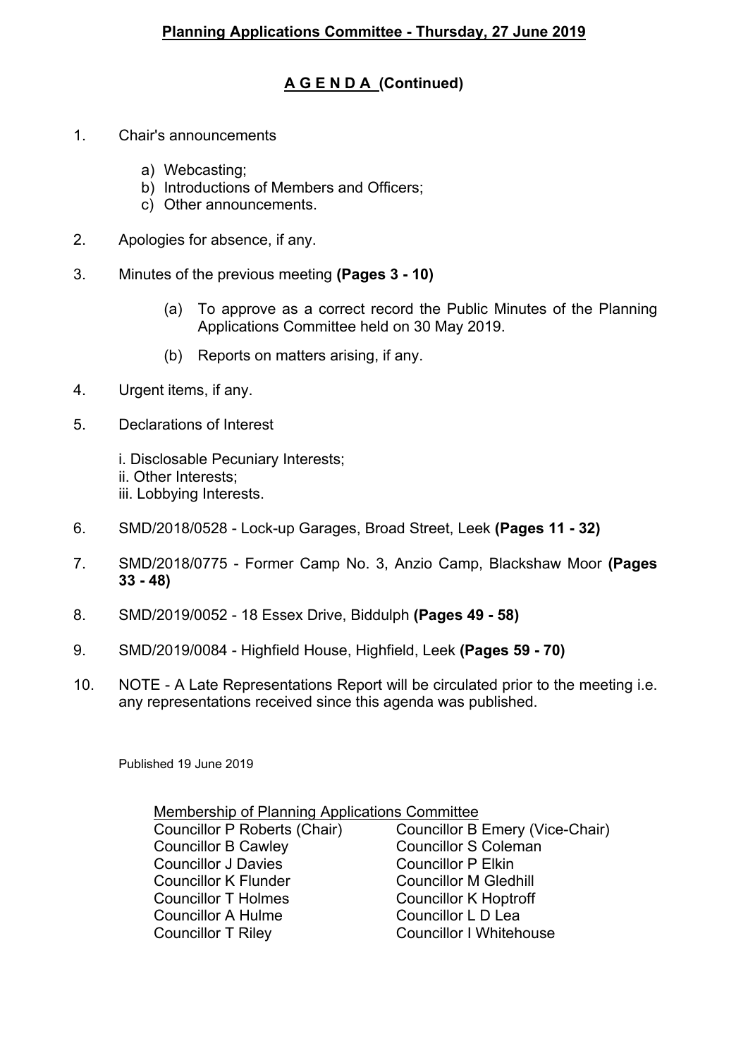## Planning Applications Committee - Thursday, 27 June 2019

## A G E N D A (Continued)

1. Chair's announcements

   a) Webcasting;
   b) Introductions of Members and Officers;
   c) Other announcements.

2. Apologies for absence, if any.

3. Minutes of the previous meeting **(Pages 3 - 10)**

   (a) To approve as a correct record the Public Minutes of the Planning Applications Committee held on 30 May 2019.

   (b) Reports on matters arising, if any.

4. Urgent items, if any.

5. Declarations of Interest

   i. Disclosable Pecuniary Interests;
   ii. Other Interests;
   iii. Lobbying Interests.

6. SMD/2018/0528 - Lock-up Garages, Broad Street, Leek **(Pages 11 - 32)**

7. SMD/2018/0775 - Former Camp No. 3, Anzio Camp, Blackshaw Moor **(Pages 33 - 48)**

8. SMD/2019/0052 - 18 Essex Drive, Biddulph **(Pages 49 - 58)**

9. SMD/2019/0084 - Highfield House, Highfield, Leek **(Pages 59 - 70)**

10. NOTE - A Late Representations Report will be circulated prior to the meeting i.e. any representations received since this agenda was published.

Published 19 June 2019

Membership of Planning Applications Committee

| | |
|---|---|
| Councillor P Roberts (Chair) | Councillor B Emery (Vice-Chair) |
| Councillor B Cawley | Councillor S Coleman |
| Councillor J Davies | Councillor P Elkin |
| Councillor K Flunder | Councillor M Gledhill |
| Councillor T Holmes | Councillor K Hoptroff |
| Councillor A Hulme | Councillor L D Lea |
| Councillor T Riley | Councillor I Whitehouse |